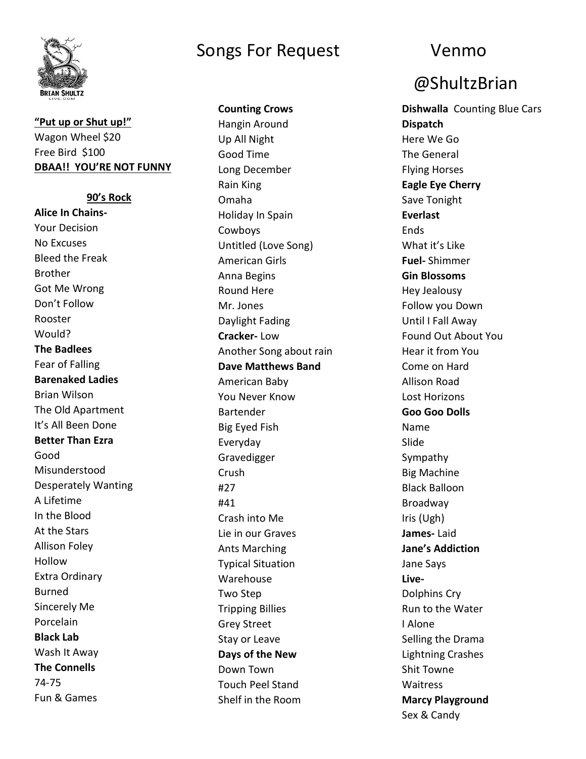# Songs For Request

## Venmo @ShultzBrian

**"Put up or Shut up!"**
Wagon Wheel $20
Free Bird  $100
**DBAA!!  YOU'RE NOT FUNNY**

### 90's Rock

**Alice In Chains-**
Your Decision
No Excuses
Bleed the Freak
Brother
Got Me Wrong
Don't Follow
Rooster
Would?

**The Badlees**
Fear of Falling

**Barenaked Ladies**
Brian Wilson
The Old Apartment
It's All Been Done

**Better Than Ezra**
Good
Misunderstood
Desperately Wanting
A Lifetime
In the Blood
At the Stars
Allison Foley
Hollow
Extra Ordinary
Burned
Sincerely Me
Porcelain

**Black Lab**
Wash It Away

**The Connells**
74-75
Fun & Games

**Counting Crows**
Hangin Around
Up All Night
Good Time
Long December
Rain King
Omaha
Holiday In Spain
Cowboys
Untitled (Love Song)
American Girls
Anna Begins
Round Here
Mr. Jones
Daylight Fading

**Cracker-** Low
Another Song about rain

**Dave Matthews Band**
American Baby
You Never Know
Bartender
Big Eyed Fish
Everyday
Gravedigger
Crush
#27
#41
Crash into Me
Lie in our Graves
Ants Marching
Typical Situation
Warehouse
Two Step
Tripping Billies
Grey Street
Stay or Leave

**Days of the New**
Down Town
Touch Peel Stand
Shelf in the Room

**Dishwalla**  Counting Blue Cars

**Dispatch**
Here We Go
The General
Flying Horses

**Eagle Eye Cherry**
Save Tonight

**Everlast**
Ends
What it's Like

**Fuel-** Shimmer

**Gin Blossoms**
Hey Jealousy
Follow you Down
Until I Fall Away
Found Out About You
Hear it from You
Come on Hard
Allison Road
Lost Horizons

**Goo Goo Dolls**
Name
Slide
Sympathy
Big Machine
Black Balloon
Broadway
Iris (Ugh)

**James-** Laid

**Jane's Addiction**
Jane Says

**Live-**
Dolphins Cry
Run to the Water
I Alone
Selling the Drama
Lightning Crashes
Shit Towne
Waitress

**Marcy Playground**
Sex & Candy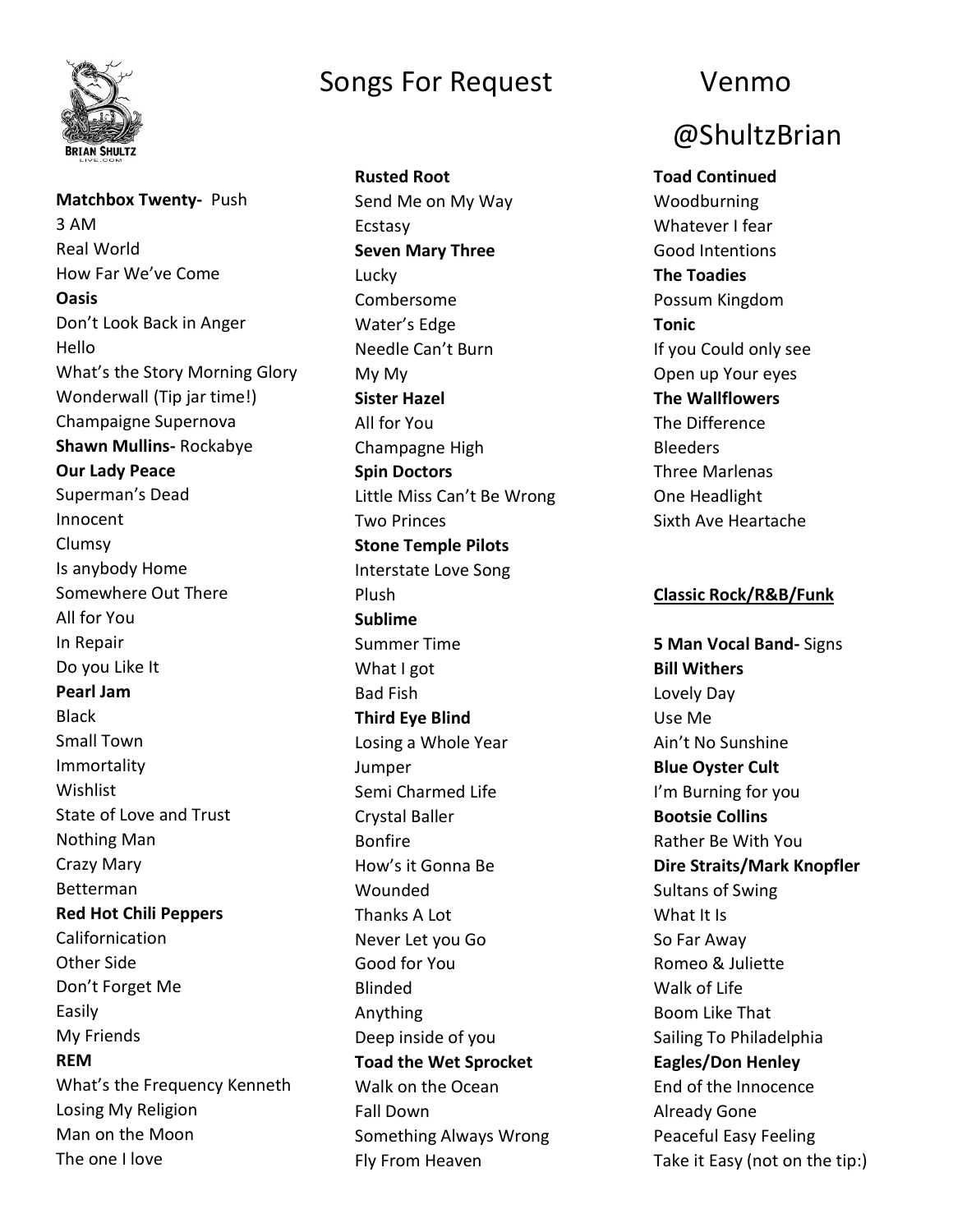# Songs For Request

Venmo @ShultzBrian

**Matchbox Twenty-** Push
3 AM
Real World
How Far We've Come
**Oasis**
Don't Look Back in Anger
Hello
What's the Story Morning Glory
Wonderwall (Tip jar time!)
Champaigne Supernova
**Shawn Mullins-** Rockabye
**Our Lady Peace**
Superman's Dead
Innocent
Clumsy
Is anybody Home
Somewhere Out There
All for You
In Repair
Do you Like It
**Pearl Jam**
Black
Small Town
Immortality
Wishlist
State of Love and Trust
Nothing Man
Crazy Mary
Betterman
**Red Hot Chili Peppers**
Californication
Other Side
Don't Forget Me
Easily
My Friends
**REM**
What's the Frequency Kenneth
Losing My Religion
Man on the Moon
The one I love

**Rusted Root**
Send Me on My Way
Ecstasy
**Seven Mary Three**
Lucky
Combersome
Water's Edge
Needle Can't Burn
My My
**Sister Hazel**
All for You
Champagne High
**Spin Doctors**
Little Miss Can't Be Wrong
Two Princes
**Stone Temple Pilots**
Interstate Love Song
Plush
**Sublime**
Summer Time
What I got
Bad Fish
**Third Eye Blind**
Losing a Whole Year
Jumper
Semi Charmed Life
Crystal Baller
Bonfire
How's it Gonna Be
Wounded
Thanks A Lot
Never Let you Go
Good for You
Blinded
Anything
Deep inside of you
**Toad the Wet Sprocket**
Walk on the Ocean
Fall Down
Something Always Wrong
Fly From Heaven

**Toad Continued**
Woodburning
Whatever I fear
Good Intentions
**The Toadies**
Possum Kingdom
**Tonic**
If you Could only see
Open up Your eyes
**The Wallflowers**
The Difference
Bleeders
Three Marlenas
One Headlight
Sixth Ave Heartache

**Classic Rock/R&B/Funk**

**5 Man Vocal Band-** Signs
**Bill Withers**
Lovely Day
Use Me
Ain't No Sunshine
**Blue Oyster Cult**
I'm Burning for you
**Bootsie Collins**
Rather Be With You
**Dire Straits/Mark Knopfler**
Sultans of Swing
What It Is
So Far Away
Romeo & Juliette
Walk of Life
Boom Like That
Sailing To Philadelphia
**Eagles/Don Henley**
End of the Innocence
Already Gone
Peaceful Easy Feeling
Take it Easy (not on the tip:)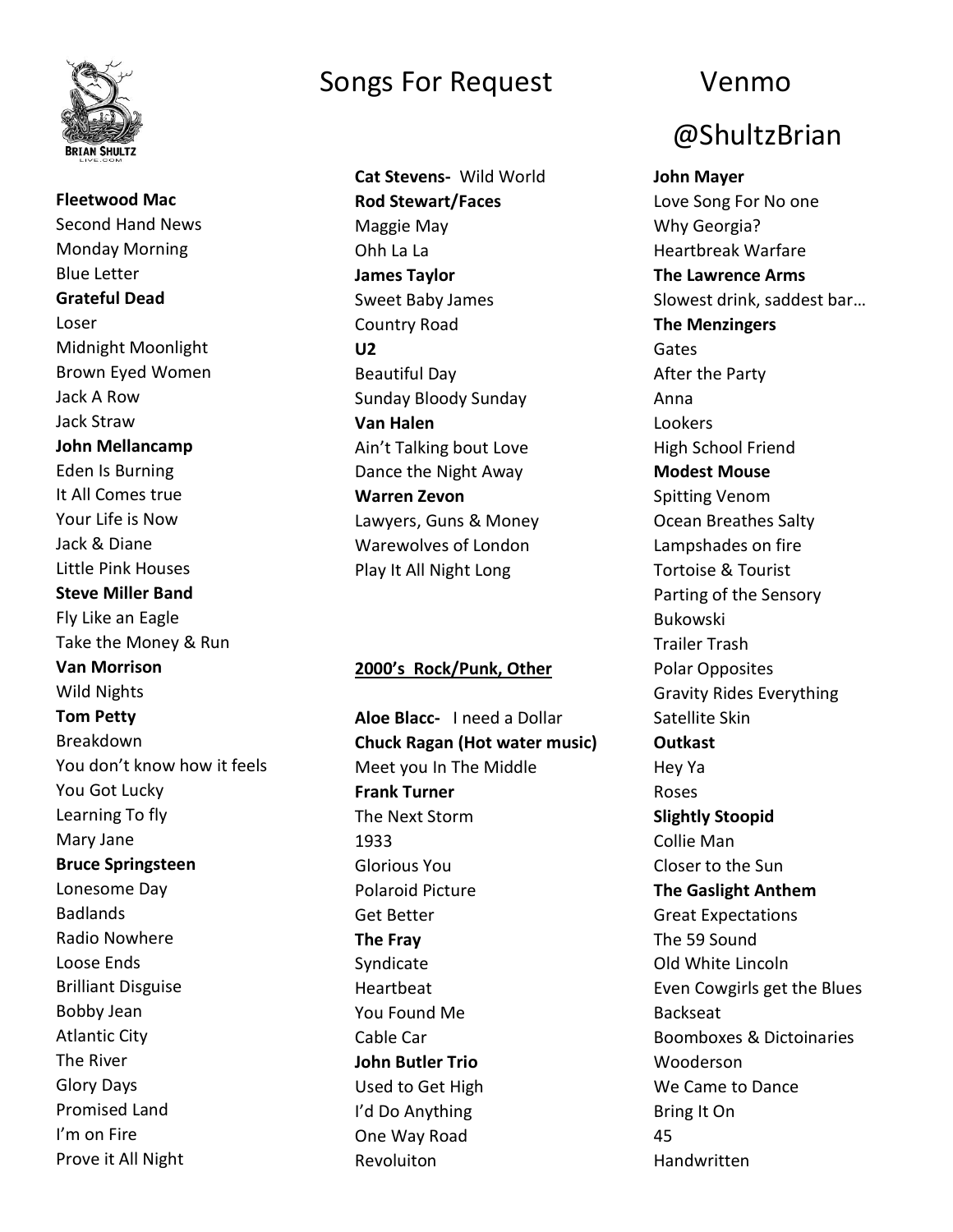# Songs For Request

Venmo @ShultzBrian

**Fleetwood Mac**
Second Hand News
Monday Morning
Blue Letter

**Grateful Dead**
Loser
Midnight Moonlight
Brown Eyed Women
Jack A Row
Jack Straw

**John Mellancamp**
Eden Is Burning
It All Comes true
Your Life is Now
Jack & Diane
Little Pink Houses

**Steve Miller Band**
Fly Like an Eagle
Take the Money & Run

**Van Morrison**
Wild Nights

**Tom Petty**
Breakdown
You don't know how it feels
You Got Lucky
Learning To fly
Mary Jane

**Bruce Springsteen**
Lonesome Day
Badlands
Radio Nowhere
Loose Ends
Brilliant Disguise
Bobby Jean
Atlantic City
The River
Glory Days
Promised Land
I'm on Fire
Prove it All Night

**Cat Stevens-** Wild World

**Rod Stewart/Faces**
Maggie May
Ohh La La

**James Taylor**
Sweet Baby James
Country Road

**U2**
Beautiful Day
Sunday Bloody Sunday

**Van Halen**
Ain't Talking bout Love
Dance the Night Away

**Warren Zevon**
Lawyers, Guns & Money
Warewolves of London
Play It All Night Long

**2000's Rock/Punk, Other**

**Aloe Blacc-** I need a Dollar

**Chuck Ragan (Hot water music)**
Meet you In The Middle

**Frank Turner**
The Next Storm
1933
Glorious You
Polaroid Picture
Get Better

**The Fray**
Syndicate
Heartbeat
You Found Me
Cable Car

**John Butler Trio**
Used to Get High
I'd Do Anything
One Way Road
Revoluiton

**John Mayer**
Love Song For No one
Why Georgia?
Heartbreak Warfare

**The Lawrence Arms**
Slowest drink, saddest bar…

**The Menzingers**
Gates
After the Party
Anna
Lookers
High School Friend

**Modest Mouse**
Spitting Venom
Ocean Breathes Salty
Lampshades on fire
Tortoise & Tourist
Parting of the Sensory
Bukowski
Trailer Trash
Polar Opposites
Gravity Rides Everything
Satellite Skin

**Outkast**
Hey Ya
Roses

**Slightly Stoopid**
Collie Man
Closer to the Sun

**The Gaslight Anthem**
Great Expectations
The 59 Sound
Old White Lincoln
Even Cowgirls get the Blues
Backseat
Boomboxes & Dictoinaries
Wooderson
We Came to Dance
Bring It On
45
Handwritten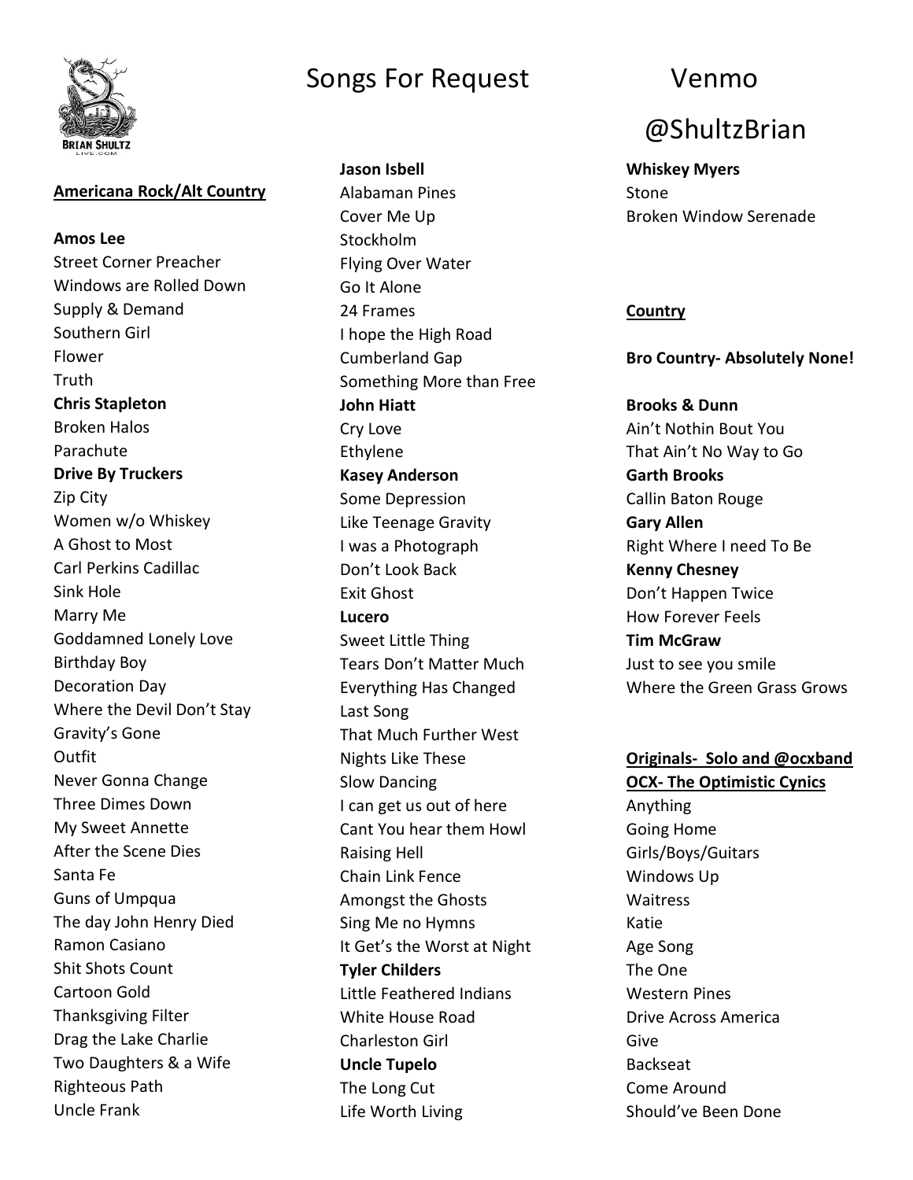# Songs For Request

Venmo @ShultzBrian

## Americana Rock/Alt Country

**Amos Lee**
Street Corner Preacher
Windows are Rolled Down
Supply & Demand
Southern Girl
Flower
Truth

**Chris Stapleton**
Broken Halos
Parachute

**Drive By Truckers**
Zip City
Women w/o Whiskey
A Ghost to Most
Carl Perkins Cadillac
Sink Hole
Marry Me
Goddamned Lonely Love
Birthday Boy
Decoration Day
Where the Devil Don't Stay
Gravity's Gone
Outfit
Never Gonna Change
Three Dimes Down
My Sweet Annette
After the Scene Dies
Santa Fe
Guns of Umpqua
The day John Henry Died
Ramon Casiano
Shit Shots Count
Cartoon Gold
Thanksgiving Filter
Drag the Lake Charlie
Two Daughters & a Wife
Righteous Path
Uncle Frank

**Jason Isbell**
Alabaman Pines
Cover Me Up
Stockholm
Flying Over Water
Go It Alone
24 Frames
I hope the High Road
Cumberland Gap
Something More than Free

**John Hiatt**
Cry Love
Ethylene

**Kasey Anderson**
Some Depression
Like Teenage Gravity
I was a Photograph
Don't Look Back
Exit Ghost

**Lucero**
Sweet Little Thing
Tears Don't Matter Much
Everything Has Changed
Last Song
That Much Further West
Nights Like These
Slow Dancing
I can get us out of here
Cant You hear them Howl
Raising Hell
Chain Link Fence
Amongst the Ghosts
Sing Me no Hymns
It Get's the Worst at Night

**Tyler Childers**
Little Feathered Indians
White House Road
Charleston Girl

**Uncle Tupelo**
The Long Cut
Life Worth Living

**Whiskey Myers**
Stone
Broken Window Serenade

## Country

**Bro Country- Absolutely None!**

**Brooks & Dunn**
Ain't Nothin Bout You
That Ain't No Way to Go

**Garth Brooks**
Callin Baton Rouge

**Gary Allen**
Right Where I need To Be

**Kenny Chesney**
Don't Happen Twice
How Forever Feels

**Tim McGraw**
Just to see you smile
Where the Green Grass Grows

## Originals- Solo and @ocxband

**OCX- The Optimistic Cynics**
Anything
Going Home
Girls/Boys/Guitars
Windows Up
Waitress
Katie
Age Song
The One
Western Pines
Drive Across America
Give
Backseat
Come Around
Should've Been Done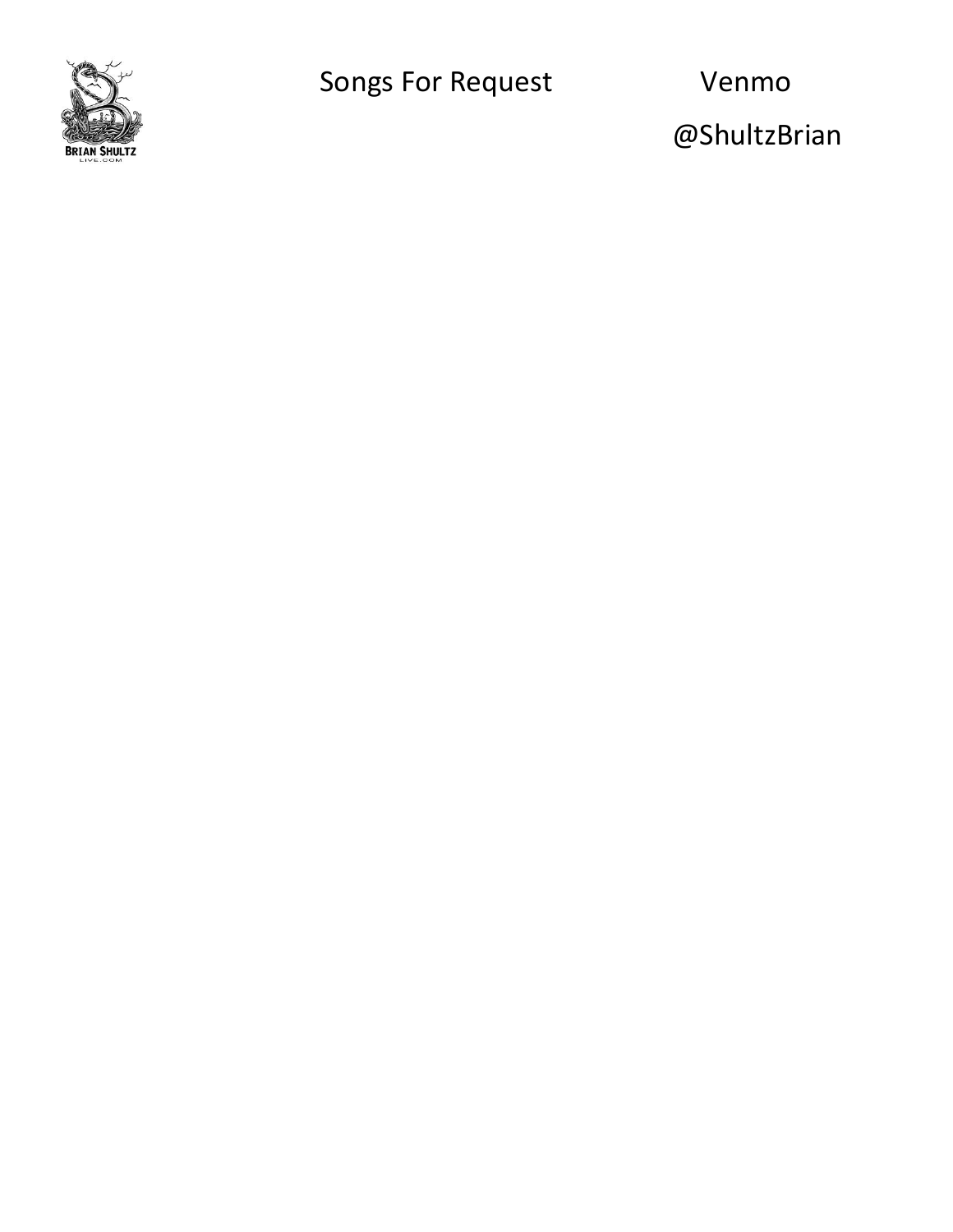Songs For Request

Venmo

@ShultzBrian